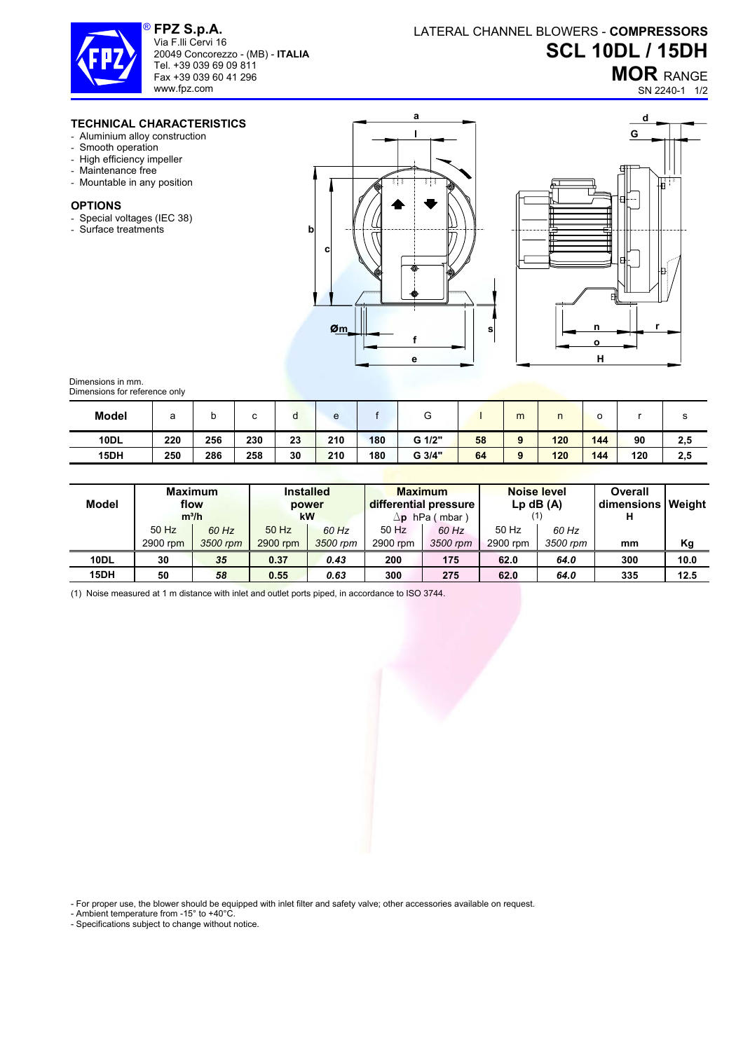**FPZ S.p.A.**
Via F.lli Cervi 16
20049 Concorezzo - (MB) - **ITALIA**
Tel. +39 039 69 09 811
Fax +39 039 60 41 296
www.fpz.com

LATERAL CHANNEL BLOWERS - **COMPRESSORS**

# SCL 10DL / 15DH

## MOR RANGE

SN 2240-1

### TECHNICAL CHARACTERISTICS

- Aluminium alloy construction
- Smooth operation
- High efficiency impeller
- Maintenance free
- Mountable in any position

### OPTIONS

- Special voltages (IEC 38)
- Surface treatments

Dimensions in mm.
Dimensions for reference only

| Model | a | b | c | d | e | f | G | l | m | n | o | r | s |
|---|---|---|---|---|---|---|---|---|---|---|---|---|---|
| **10DL** | **220** | **256** | **230** | **23** | **210** | **180** | **G 1/2"** | **58** | **9** | **120** | **144** | **90** | **2,5** |
| **15DH** | **250** | **286** | **258** | **30** | **210** | **180** | **G 3/4"** | **64** | **9** | **120** | **144** | **120** | **2,5** |

| Model | Maximum flow m³/h | | Installed power kW | | Maximum differential pressure Δp hPa ( mbar ) | | Noise level Lp dB (A) (1) | | Overall dimensions H | Weight |
|---|---|---|---|---|---|---|---|---|---|---|
| | 50 Hz 2900 rpm | *60 Hz 3500 rpm* | 50 Hz 2900 rpm | *60 Hz 3500 rpm* | 50 Hz 2900 rpm | *60 Hz 3500 rpm* | 50 Hz 2900 rpm | *60 Hz 3500 rpm* | mm | Kg |
| **10DL** | **30** | ***35*** | **0.37** | ***0.43*** | **200** | **175** | **62.0** | ***64.0*** | **300** | **10.0** |
| **15DH** | **50** | ***58*** | **0.55** | ***0.63*** | **300** | **275** | **62.0** | ***64.0*** | **335** | **12.5** |

(1) Noise measured at 1 m distance with inlet and outlet ports piped, in accordance to ISO 3744.

- For proper use, the blower should be equipped with inlet filter and safety valve; other accessories available on request.
- Ambient temperature from -15° to +40°C.
- Specifications subject to change without notice.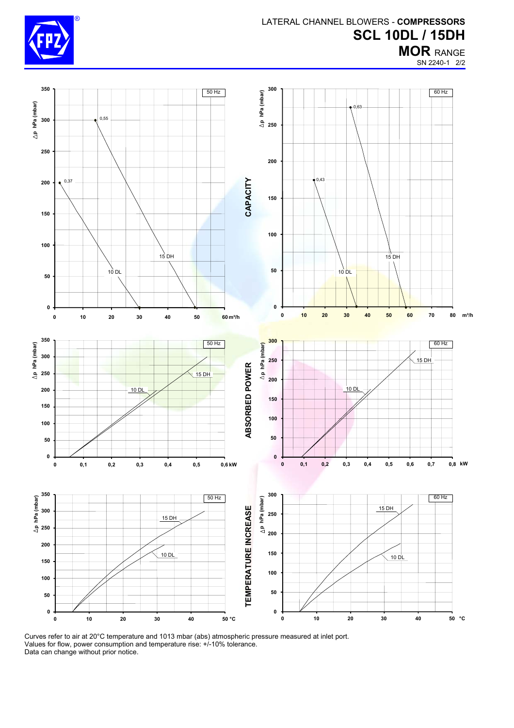# LATERAL CHANNEL BLOWERS - COMPRESSORS

# SCL 10DL / 15DH

## MOR RANGE

SN 2240-1

### CAPACITY

50 Hz

Δp hPa (mbar)

350
300
250
200
150
100
50
0

0 10 20 30 40 50 60 m³/h

0,55
0,37
15 DH
10 DL

60 Hz

Δp hPa (mbar)

300
250
200
150
100
50
0

0 10 20 30 40 50 60 70 80 m³/h

0,63
0,43
15 DH
10 DL

### ABSORBED POWER

50 Hz

Δp hPa (mbar)

350
300
250
200
150
100
50
0

0 0,1 0,2 0,3 0,4 0,5 0,6 kW

10 DL
15 DH

60 Hz

Δp hPa (mbar)

300
250
200
150
100
50
0

0 0,1 0,2 0,3 0,4 0,5 0,6 0,7 0,8 kW

10 DL
15 DH

### TEMPERATURE INCREASE

50 Hz

Δp hPa (mbar)

350
300
250
200
150
100
50
0

0 10 20 30 40 50 °C

15 DH
10 DL

60 Hz

Δp hPa (mbar)

300
250
200
150
100
50
0

0 10 20 30 40 50 °C

15 DH
10 DL

Curves refer to air at 20°C temperature and 1013 mbar (abs) atmospheric pressure measured at inlet port.
Values for flow, power consumption and temperature rise: +/-10% tolerance.
Data can change without prior notice.